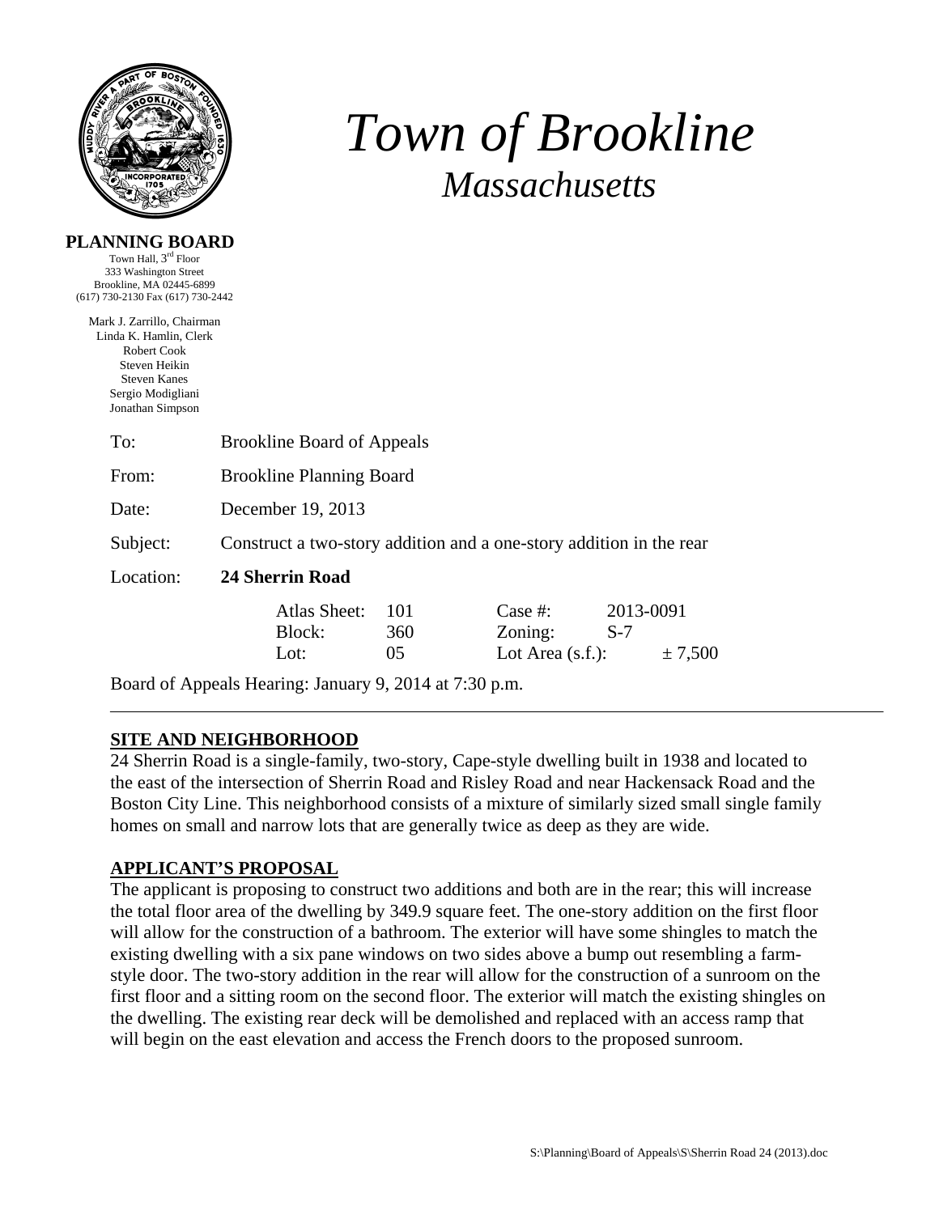# Town of Brookline

## Massachusetts

**PLANNING BOARD**

Town Hall, 3rd Floor
333 Washington Street
Brookline, MA 02445-6899
(617) 730-2130 Fax (617) 730-2442

Mark J. Zarrillo, Chairman
Linda K. Hamlin, Clerk
Robert Cook
Steven Heikin
Steven Kanes
Sergio Modigliani
Jonathan Simpson

To: Brookline Board of Appeals

From: Brookline Planning Board

Date: December 19, 2013

Subject: Construct a two-story addition and a one-story addition in the rear

Location: **24 Sherrin Road**

| | | | |
|---|---|---|---|
| Atlas Sheet: | 101 | Case #: | 2013-0091 |
| Block: | 360 | Zoning: | S-7 |
| Lot: | 05 | Lot Area (s.f.): | ± 7,500 |

Board of Appeals Hearing: January 9, 2014 at 7:30 p.m.

---

**SITE AND NEIGHBORHOOD**

24 Sherrin Road is a single-family, two-story, Cape-style dwelling built in 1938 and located to the east of the intersection of Sherrin Road and Risley Road and near Hackensack Road and the Boston City Line. This neighborhood consists of a mixture of similarly sized small single family homes on small and narrow lots that are generally twice as deep as they are wide.

**APPLICANT'S PROPOSAL**

The applicant is proposing to construct two additions and both are in the rear; this will increase the total floor area of the dwelling by 349.9 square feet. The one-story addition on the first floor will allow for the construction of a bathroom. The exterior will have some shingles to match the existing dwelling with a six pane windows on two sides above a bump out resembling a farm-style door. The two-story addition in the rear will allow for the construction of a sunroom on the first floor and a sitting room on the second floor. The exterior will match the existing shingles on the dwelling. The existing rear deck will be demolished and replaced with an access ramp that will begin on the east elevation and access the French doors to the proposed sunroom.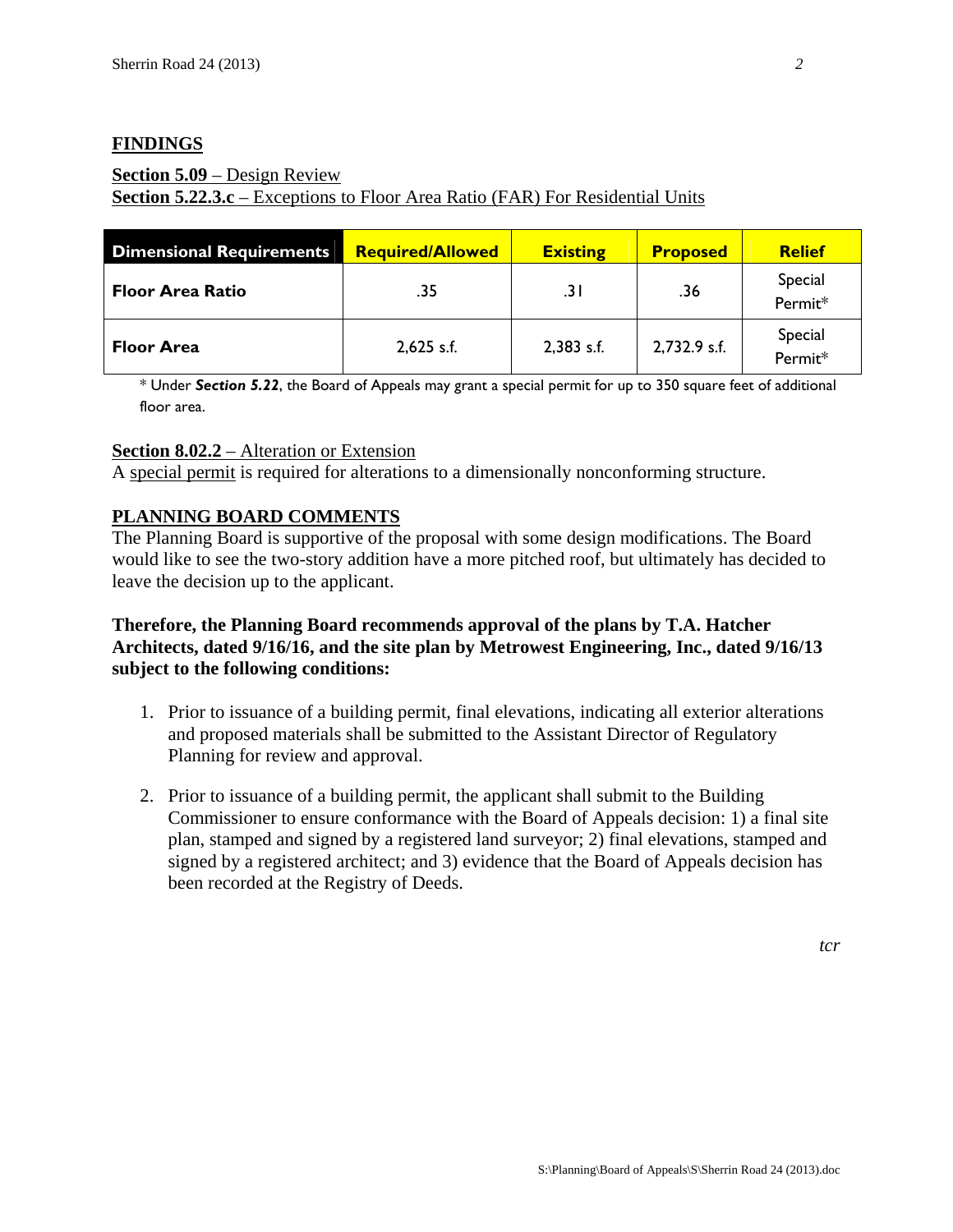## FINDINGS

**Section 5.09** – Design Review
**Section 5.22.3.c** – Exceptions to Floor Area Ratio (FAR) For Residential Units

| Dimensional Requirements | Required/Allowed | Existing | Proposed | Relief |
|---|---|---|---|---|
| **Floor Area Ratio** | .35 | .31 | .36 | Special Permit* |
| **Floor Area** | 2,625 s.f. | 2,383 s.f. | 2,732.9 s.f. | Special Permit* |

\* Under ***Section 5.22***, the Board of Appeals may grant a special permit for up to 350 square feet of additional floor area.

**Section 8.02.2** – Alteration or Extension
A special permit is required for alterations to a dimensionally nonconforming structure.

## PLANNING BOARD COMMENTS

The Planning Board is supportive of the proposal with some design modifications. The Board would like to see the two-story addition have a more pitched roof, but ultimately has decided to leave the decision up to the applicant.

**Therefore, the Planning Board recommends approval of the plans by T.A. Hatcher Architects, dated 9/16/16, and the site plan by Metrowest Engineering, Inc., dated 9/16/13 subject to the following conditions:**

1. Prior to issuance of a building permit, final elevations, indicating all exterior alterations and proposed materials shall be submitted to the Assistant Director of Regulatory Planning for review and approval.

2. Prior to issuance of a building permit, the applicant shall submit to the Building Commissioner to ensure conformance with the Board of Appeals decision: 1) a final site plan, stamped and signed by a registered land surveyor; 2) final elevations, stamped and signed by a registered architect; and 3) evidence that the Board of Appeals decision has been recorded at the Registry of Deeds.

*tcr*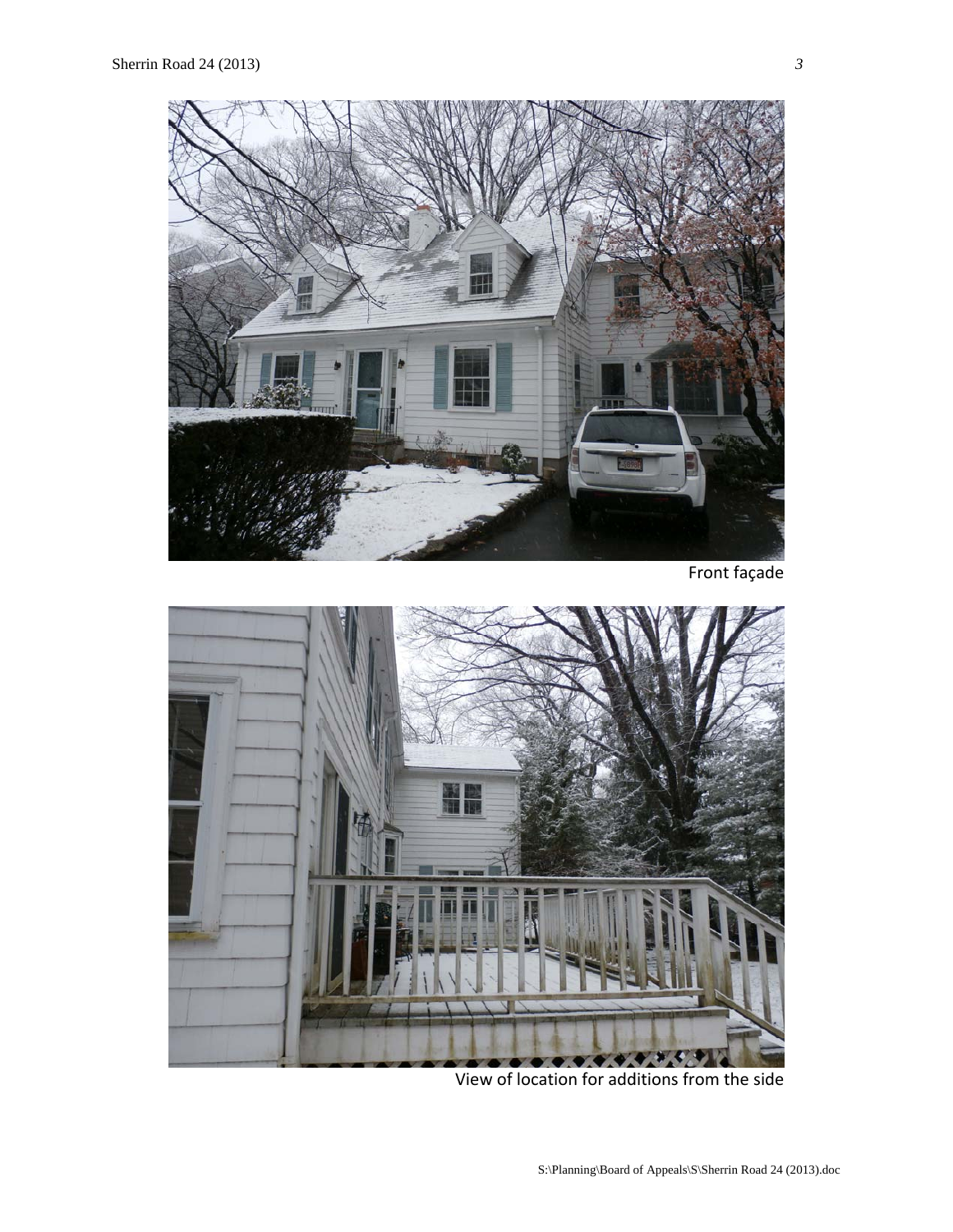Front façade

View of location for additions from the side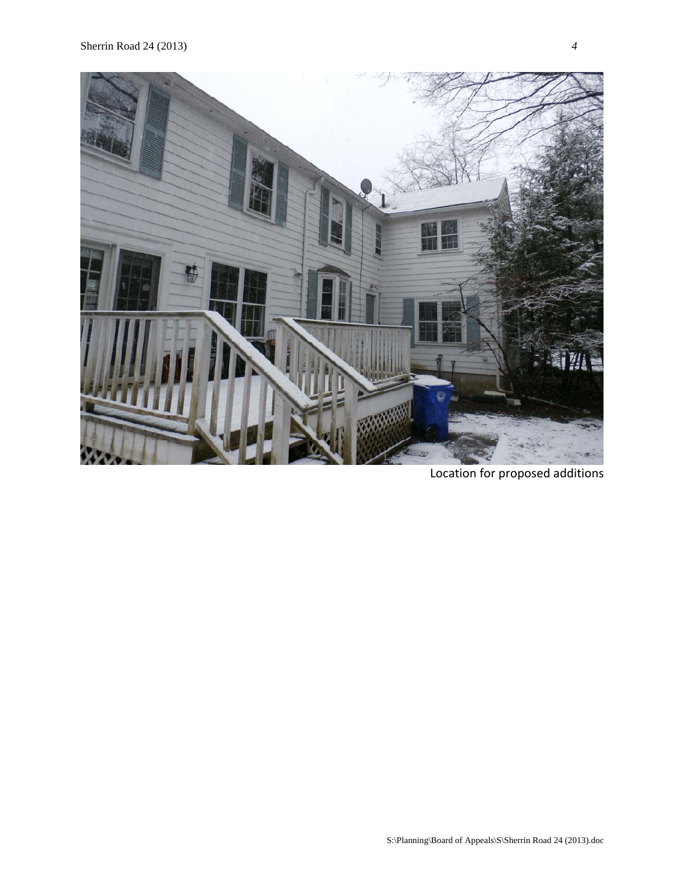Location for proposed additions